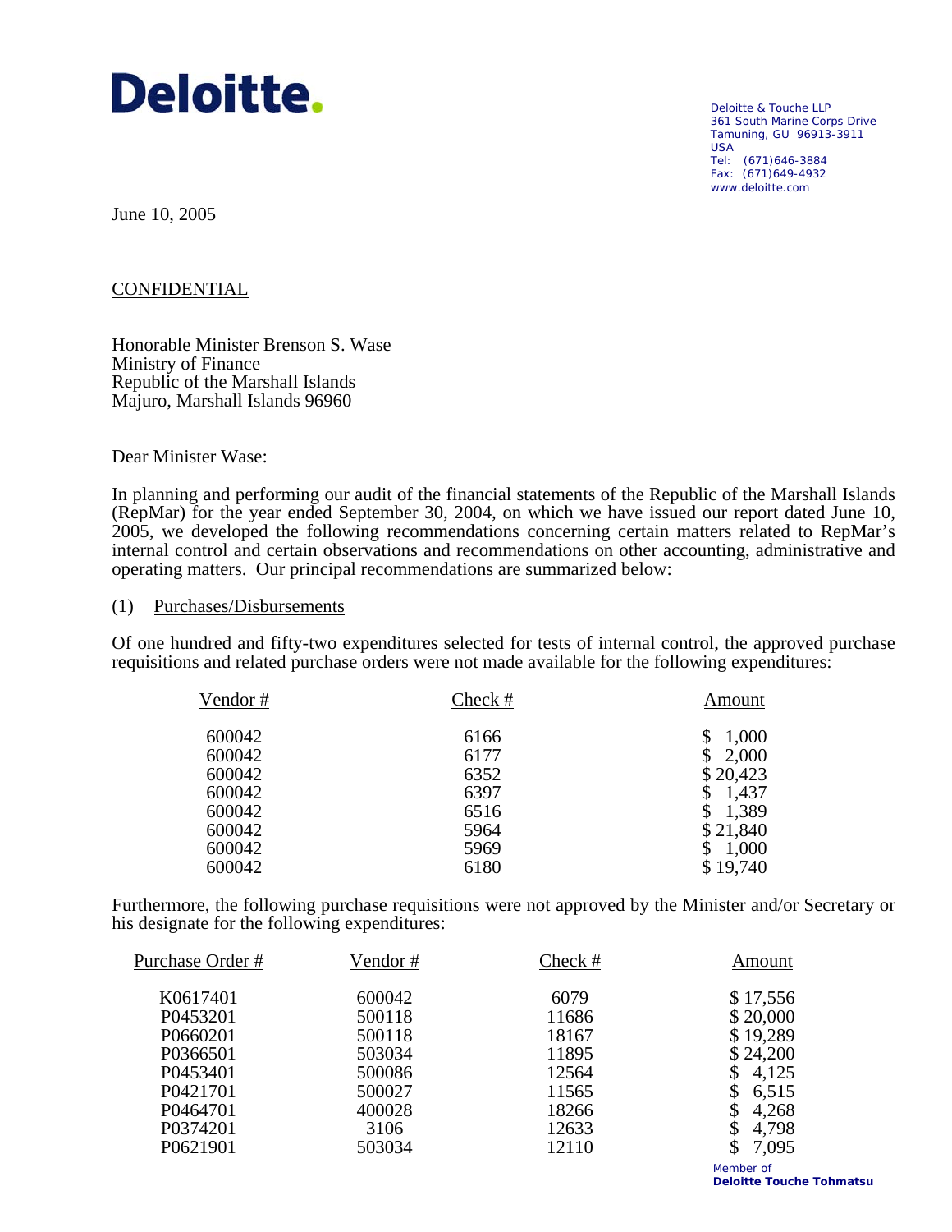**Deloitte.**

Deloitte & Touche LLP
361 South Marine Corps Drive
Tamuning, GU 96913-3911
USA
Tel: (671)646-3884
Fax: (671)649-4932
www.deloitte.com

June 10, 2005

CONFIDENTIAL

Honorable Minister Brenson S. Wase
Ministry of Finance
Republic of the Marshall Islands
Majuro, Marshall Islands 96960

Dear Minister Wase:

In planning and performing our audit of the financial statements of the Republic of the Marshall Islands (RepMar) for the year ended September 30, 2004, on which we have issued our report dated June 10, 2005, we developed the following recommendations concerning certain matters related to RepMar's internal control and certain observations and recommendations on other accounting, administrative and operating matters. Our principal recommendations are summarized below:

(1) Purchases/Disbursements

Of one hundred and fifty-two expenditures selected for tests of internal control, the approved purchase requisitions and related purchase orders were not made available for the following expenditures:

| Vendor # | Check # | Amount |
|---|---|---|
| 600042 | 6166 | $ 1,000 |
| 600042 | 6177 | $ 2,000 |
| 600042 | 6352 | $ 20,423 |
| 600042 | 6397 | $ 1,437 |
| 600042 | 6516 | $ 1,389 |
| 600042 | 5964 | $ 21,840 |
| 600042 | 5969 | $ 1,000 |
| 600042 | 6180 | $ 19,740 |

Furthermore, the following purchase requisitions were not approved by the Minister and/or Secretary or his designate for the following expenditures:

| Purchase Order # | Vendor # | Check # | Amount |
|---|---|---|---|
| K0617401 | 600042 | 6079 | $ 17,556 |
| P0453201 | 500118 | 11686 | $ 20,000 |
| P0660201 | 500118 | 18167 | $ 19,289 |
| P0366501 | 503034 | 11895 | $ 24,200 |
| P0453401 | 500086 | 12564 | $ 4,125 |
| P0421701 | 500027 | 11565 | $ 6,515 |
| P0464701 | 400028 | 18266 | $ 4,268 |
| P0374201 | 3106 | 12633 | $ 4,798 |
| P0621901 | 503034 | 12110 | $ 7,095 |

Member of
Deloitte Touche Tohmatsu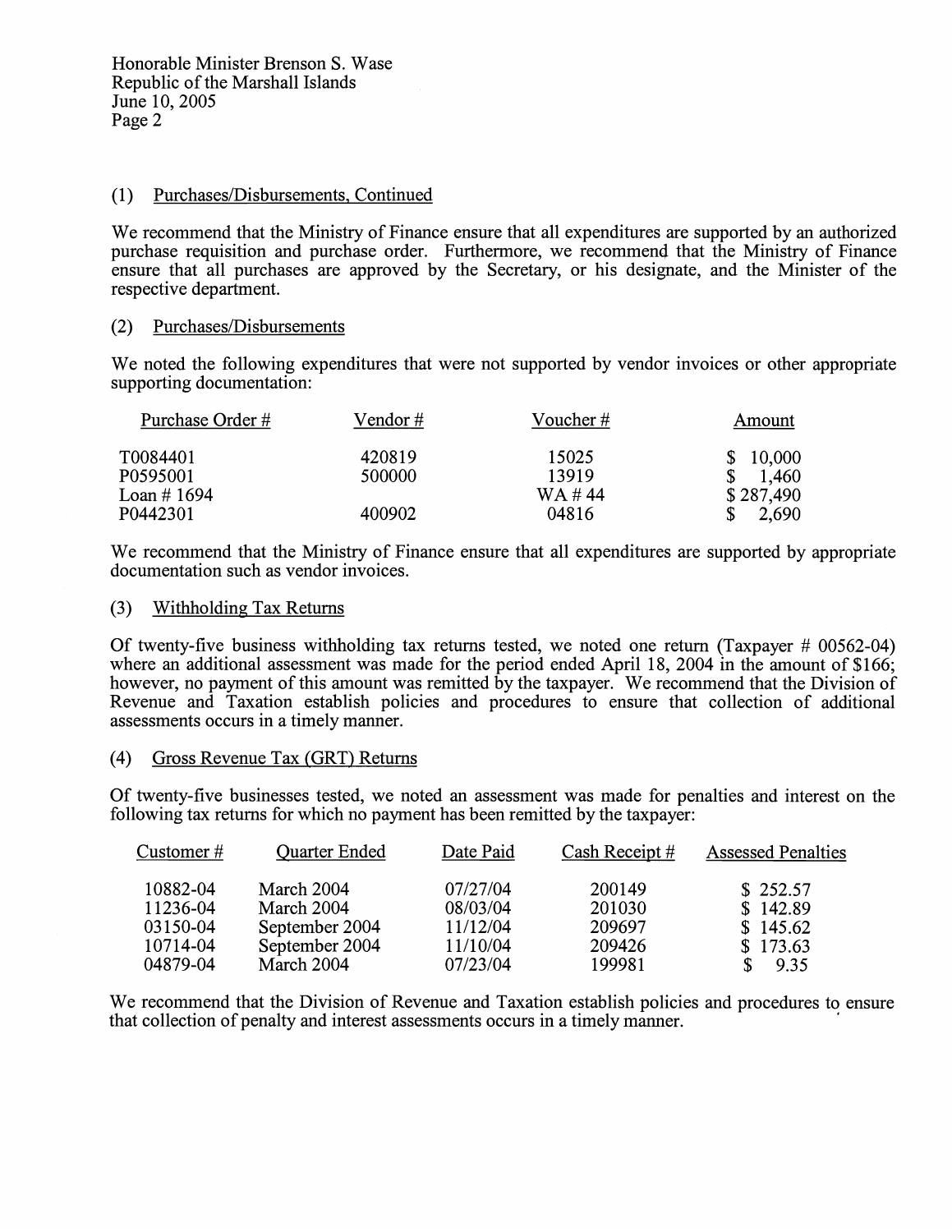Honorable Minister Brenson S. Wase
Republic of the Marshall Islands
June 10, 2005
Page 2

(1) Purchases/Disbursements, Continued

We recommend that the Ministry of Finance ensure that all expenditures are supported by an authorized purchase requisition and purchase order. Furthermore, we recommend that the Ministry of Finance ensure that all purchases are approved by the Secretary, or his designate, and the Minister of the respective department.

(2) Purchases/Disbursements

We noted the following expenditures that were not supported by vendor invoices or other appropriate supporting documentation:

| Purchase Order # | Vendor # | Voucher # | Amount |
|---|---|---|---|
| T0084401 | 420819 | 15025 | $ 10,000 |
| P0595001 | 500000 | 13919 | $ 1,460 |
| Loan # 1694 | | WA # 44 | $ 287,490 |
| P0442301 | 400902 | 04816 | $ 2,690 |

We recommend that the Ministry of Finance ensure that all expenditures are supported by appropriate documentation such as vendor invoices.

(3) Withholding Tax Returns

Of twenty-five business withholding tax returns tested, we noted one return (Taxpayer # 00562-04) where an additional assessment was made for the period ended April 18, 2004 in the amount of $166; however, no payment of this amount was remitted by the taxpayer. We recommend that the Division of Revenue and Taxation establish policies and procedures to ensure that collection of additional assessments occurs in a timely manner.

(4) Gross Revenue Tax (GRT) Returns

Of twenty-five businesses tested, we noted an assessment was made for penalties and interest on the following tax returns for which no payment has been remitted by the taxpayer:

| Customer # | Quarter Ended | Date Paid | Cash Receipt # | Assessed Penalties |
|---|---|---|---|---|
| 10882-04 | March 2004 | 07/27/04 | 200149 | $ 252.57 |
| 11236-04 | March 2004 | 08/03/04 | 201030 | $ 142.89 |
| 03150-04 | September 2004 | 11/12/04 | 209697 | $ 145.62 |
| 10714-04 | September 2004 | 11/10/04 | 209426 | $ 173.63 |
| 04879-04 | March 2004 | 07/23/04 | 199981 | $ 9.35 |

We recommend that the Division of Revenue and Taxation establish policies and procedures to ensure that collection of penalty and interest assessments occurs in a timely manner.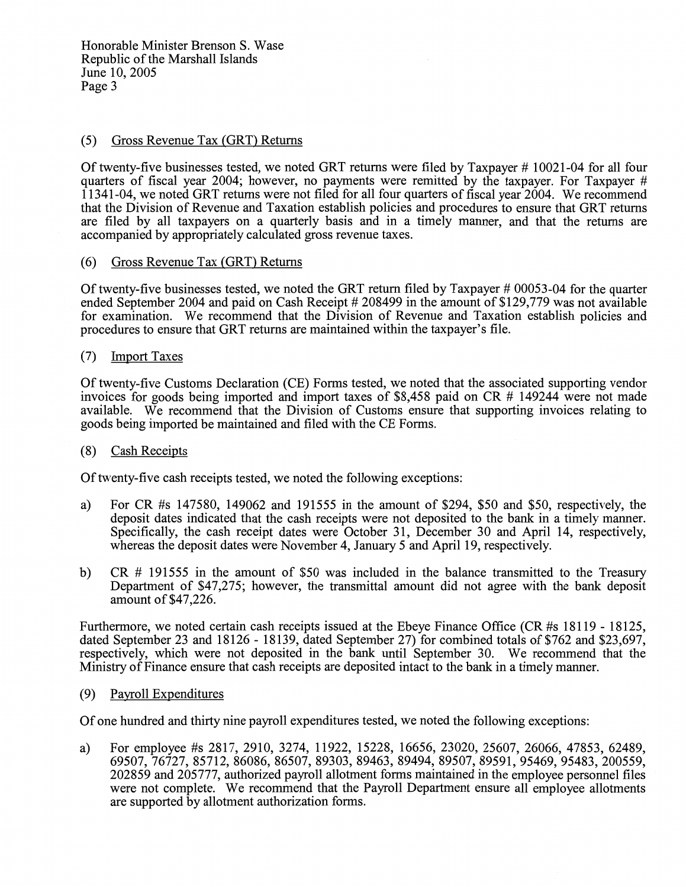(5) Gross Revenue Tax (GRT) Returns

Of twenty-five businesses tested, we noted GRT returns were filed by Taxpayer # 10021-04 for all four quarters of fiscal year 2004; however, no payments were remitted by the taxpayer. For Taxpayer # 11341-04, we noted GRT returns were not filed for all four quarters of fiscal year 2004. We recommend that the Division of Revenue and Taxation establish policies and procedures to ensure that GRT returns are filed by all taxpayers on a quarterly basis and in a timely manner, and that the returns are accompanied by appropriately calculated gross revenue taxes.

(6) Gross Revenue Tax (GRT) Returns

Of twenty-five businesses tested, we noted the GRT return filed by Taxpayer # 00053-04 for the quarter ended September 2004 and paid on Cash Receipt # 208499 in the amount of $129,779 was not available for examination. We recommend that the Division of Revenue and Taxation establish policies and procedures to ensure that GRT returns are maintained within the taxpayer's file.

(7) Import Taxes

Of twenty-five Customs Declaration (CE) Forms tested, we noted that the associated supporting vendor invoices for goods being imported and import taxes of $8,458 paid on CR # 149244 were not made available. We recommend that the Division of Customs ensure that supporting invoices relating to goods being imported be maintained and filed with the CE Forms.

(8) Cash Receipts

Of twenty-five cash receipts tested, we noted the following exceptions:

a) For CR #s 147580, 149062 and 191555 in the amount of $294, $50 and $50, respectively, the deposit dates indicated that the cash receipts were not deposited to the bank in a timely manner. Specifically, the cash receipt dates were October 31, December 30 and April 14, respectively, whereas the deposit dates were November 4, January 5 and April 19, respectively.

b) CR # 191555 in the amount of $50 was included in the balance transmitted to the Treasury Department of $47,275; however, the transmittal amount did not agree with the bank deposit amount of $47,226.

Furthermore, we noted certain cash receipts issued at the Ebeye Finance Office (CR #s 18119 - 18125, dated September 23 and 18126 - 18139, dated September 27) for combined totals of $762 and $23,697, respectively, which were not deposited in the bank until September 30. We recommend that the Ministry of Finance ensure that cash receipts are deposited intact to the bank in a timely manner.

(9) Payroll Expenditures

Of one hundred and thirty nine payroll expenditures tested, we noted the following exceptions:

a) For employee #s 2817, 2910, 3274, 11922, 15228, 16656, 23020, 25607, 26066, 47853, 62489, 69507, 76727, 85712, 86086, 86507, 89303, 89463, 89494, 89507, 89591, 95469, 95483, 200559, 202859 and 205777, authorized payroll allotment forms maintained in the employee personnel files were not complete. We recommend that the Payroll Department ensure all employee allotments are supported by allotment authorization forms.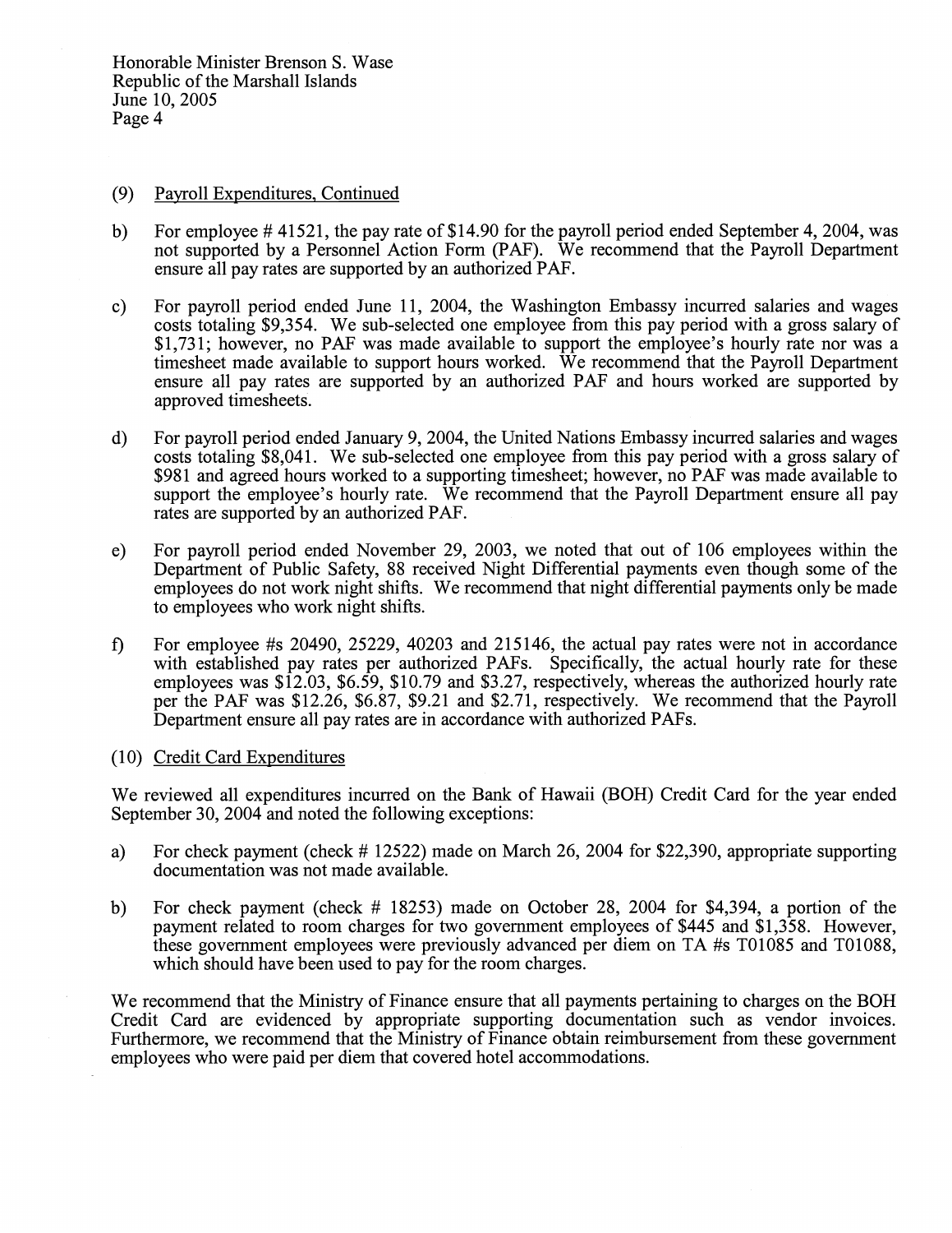(9) Payroll Expenditures, Continued

b) For employee # 41521, the pay rate of $14.90 for the payroll period ended September 4, 2004, was not supported by a Personnel Action Form (PAF). We recommend that the Payroll Department ensure all pay rates are supported by an authorized PAF.

c) For payroll period ended June 11, 2004, the Washington Embassy incurred salaries and wages costs totaling $9,354. We sub-selected one employee from this pay period with a gross salary of $1,731; however, no PAF was made available to support the employee's hourly rate nor was a timesheet made available to support hours worked. We recommend that the Payroll Department ensure all pay rates are supported by an authorized PAF and hours worked are supported by approved timesheets.

d) For payroll period ended January 9, 2004, the United Nations Embassy incurred salaries and wages costs totaling $8,041. We sub-selected one employee from this pay period with a gross salary of $981 and agreed hours worked to a supporting timesheet; however, no PAF was made available to support the employee's hourly rate. We recommend that the Payroll Department ensure all pay rates are supported by an authorized PAF.

e) For payroll period ended November 29, 2003, we noted that out of 106 employees within the Department of Public Safety, 88 received Night Differential payments even though some of the employees do not work night shifts. We recommend that night differential payments only be made to employees who work night shifts.

f) For employee #s 20490, 25229, 40203 and 215146, the actual pay rates were not in accordance with established pay rates per authorized PAFs. Specifically, the actual hourly rate for these employees was $12.03, $6.59, $10.79 and $3.27, respectively, whereas the authorized hourly rate per the PAF was $12.26, $6.87, $9.21 and $2.71, respectively. We recommend that the Payroll Department ensure all pay rates are in accordance with authorized PAFs.

(10) Credit Card Expenditures

We reviewed all expenditures incurred on the Bank of Hawaii (BOH) Credit Card for the year ended September 30, 2004 and noted the following exceptions:

a) For check payment (check # 12522) made on March 26, 2004 for $22,390, appropriate supporting documentation was not made available.

b) For check payment (check # 18253) made on October 28, 2004 for $4,394, a portion of the payment related to room charges for two government employees of $445 and $1,358. However, these government employees were previously advanced per diem on TA #s T01085 and T01088, which should have been used to pay for the room charges.

We recommend that the Ministry of Finance ensure that all payments pertaining to charges on the BOH Credit Card are evidenced by appropriate supporting documentation such as vendor invoices. Furthermore, we recommend that the Ministry of Finance obtain reimbursement from these government employees who were paid per diem that covered hotel accommodations.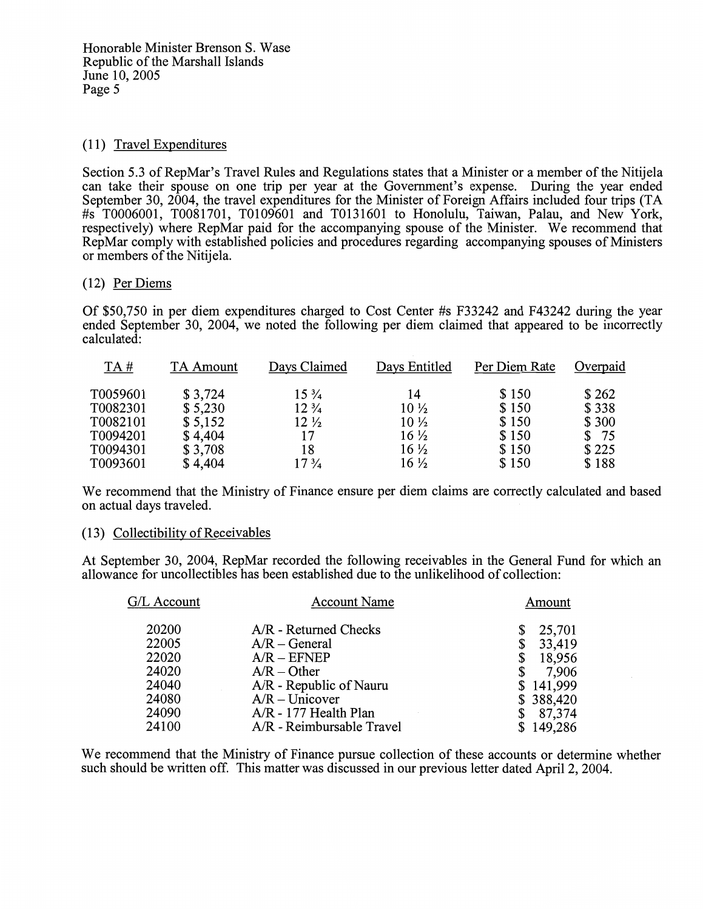Honorable Minister Brenson S. Wase
Republic of the Marshall Islands
June 10, 2005
Page 5

(11) Travel Expenditures

Section 5.3 of RepMar's Travel Rules and Regulations states that a Minister or a member of the Nitijela can take their spouse on one trip per year at the Government's expense. During the year ended September 30, 2004, the travel expenditures for the Minister of Foreign Affairs included four trips (TA #s T0006001, T0081701, T0109601 and T0131601 to Honolulu, Taiwan, Palau, and New York, respectively) where RepMar paid for the accompanying spouse of the Minister. We recommend that RepMar comply with established policies and procedures regarding accompanying spouses of Ministers or members of the Nitijela.

(12) Per Diems

Of $50,750 in per diem expenditures charged to Cost Center #s F33242 and F43242 during the year ended September 30, 2004, we noted the following per diem claimed that appeared to be incorrectly calculated:

| TA # | TA Amount | Days Claimed | Days Entitled | Per Diem Rate | Overpaid |
|---|---|---|---|---|---|
| T0059601 | $ 3,724 | 15 ¾ | 14 | $ 150 | $ 262 |
| T0082301 | $ 5,230 | 12 ¾ | 10 ½ | $ 150 | $ 338 |
| T0082101 | $ 5,152 | 12 ½ | 10 ½ | $ 150 | $ 300 |
| T0094201 | $ 4,404 | 17 | 16 ½ | $ 150 | $ 75 |
| T0094301 | $ 3,708 | 18 | 16 ½ | $ 150 | $ 225 |
| T0093601 | $ 4,404 | 17 ¾ | 16 ½ | $ 150 | $ 188 |

We recommend that the Ministry of Finance ensure per diem claims are correctly calculated and based on actual days traveled.

(13) Collectibility of Receivables

At September 30, 2004, RepMar recorded the following receivables in the General Fund for which an allowance for uncollectibles has been established due to the unlikelihood of collection:

| G/L Account | Account Name | Amount |
|---|---|---|
| 20200 | A/R - Returned Checks | $ 25,701 |
| 22005 | A/R – General | $ 33,419 |
| 22020 | A/R – EFNEP | $ 18,956 |
| 24020 | A/R – Other | $ 7,906 |
| 24040 | A/R - Republic of Nauru | $ 141,999 |
| 24080 | A/R – Unicover | $ 388,420 |
| 24090 | A/R - 177 Health Plan | $ 87,374 |
| 24100 | A/R - Reimbursable Travel | $ 149,286 |

We recommend that the Ministry of Finance pursue collection of these accounts or determine whether such should be written off. This matter was discussed in our previous letter dated April 2, 2004.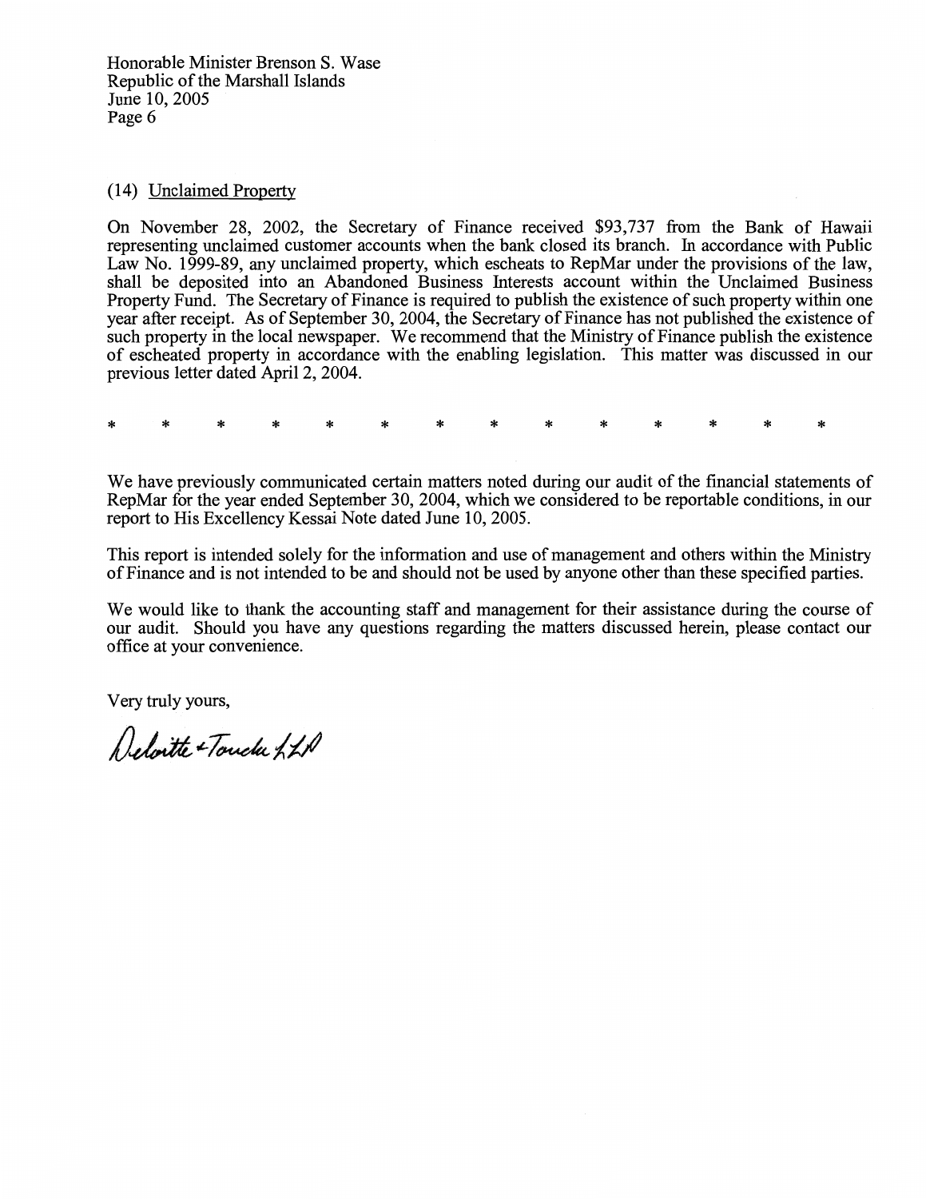(14) Unclaimed Property

On November 28, 2002, the Secretary of Finance received $93,737 from the Bank of Hawaii representing unclaimed customer accounts when the bank closed its branch. In accordance with Public Law No. 1999-89, any unclaimed property, which escheats to RepMar under the provisions of the law, shall be deposited into an Abandoned Business Interests account within the Unclaimed Business Property Fund. The Secretary of Finance is required to publish the existence of such property within one year after receipt. As of September 30, 2004, the Secretary of Finance has not published the existence of such property in the local newspaper. We recommend that the Ministry of Finance publish the existence of escheated property in accordance with the enabling legislation. This matter was discussed in our previous letter dated April 2, 2004.

\* \* \* \* \* \* \* \* \* \* \* \* \* \*

We have previously communicated certain matters noted during our audit of the financial statements of RepMar for the year ended September 30, 2004, which we considered to be reportable conditions, in our report to His Excellency Kessai Note dated June 10, 2005.

This report is intended solely for the information and use of management and others within the Ministry of Finance and is not intended to be and should not be used by anyone other than these specified parties.

We would like to thank the accounting staff and management for their assistance during the course of our audit. Should you have any questions regarding the matters discussed herein, please contact our office at your convenience.

Very truly yours,

Deloitte & Touche LLP